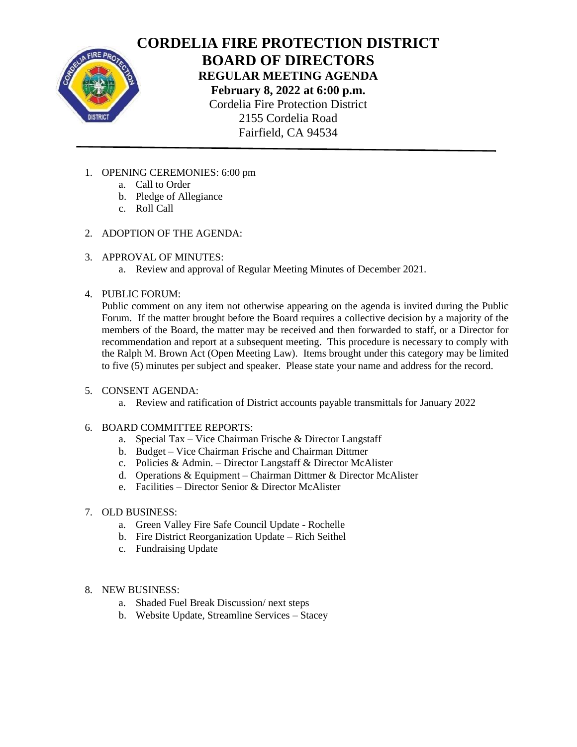# CORDELIA FIRE PROTECTION DISTRICT
# BOARD OF DIRECTORS
## REGULAR MEETING AGENDA
**February 8, 2022 at 6:00 p.m.**
Cordelia Fire Protection District
2155 Cordelia Road
Fairfield, CA 94534

---

1. OPENING CEREMONIES: 6:00 pm
   a. Call to Order
   b. Pledge of Allegiance
   c. Roll Call

2. ADOPTION OF THE AGENDA:

3. APPROVAL OF MINUTES:
   a. Review and approval of Regular Meeting Minutes of December 2021.

4. PUBLIC FORUM:
   Public comment on any item not otherwise appearing on the agenda is invited during the Public Forum. If the matter brought before the Board requires a collective decision by a majority of the members of the Board, the matter may be received and then forwarded to staff, or a Director for recommendation and report at a subsequent meeting. This procedure is necessary to comply with the Ralph M. Brown Act (Open Meeting Law). Items brought under this category may be limited to five (5) minutes per subject and speaker. Please state your name and address for the record.

5. CONSENT AGENDA:
   a. Review and ratification of District accounts payable transmittals for January 2022

6. BOARD COMMITTEE REPORTS:
   a. Special Tax – Vice Chairman Frische & Director Langstaff
   b. Budget – Vice Chairman Frische and Chairman Dittmer
   c. Policies & Admin. – Director Langstaff & Director McAlister
   d. Operations & Equipment – Chairman Dittmer & Director McAlister
   e. Facilities – Director Senior & Director McAlister

7. OLD BUSINESS:
   a. Green Valley Fire Safe Council Update - Rochelle
   b. Fire District Reorganization Update – Rich Seithel
   c. Fundraising Update

8. NEW BUSINESS:
   a. Shaded Fuel Break Discussion/ next steps
   b. Website Update, Streamline Services – Stacey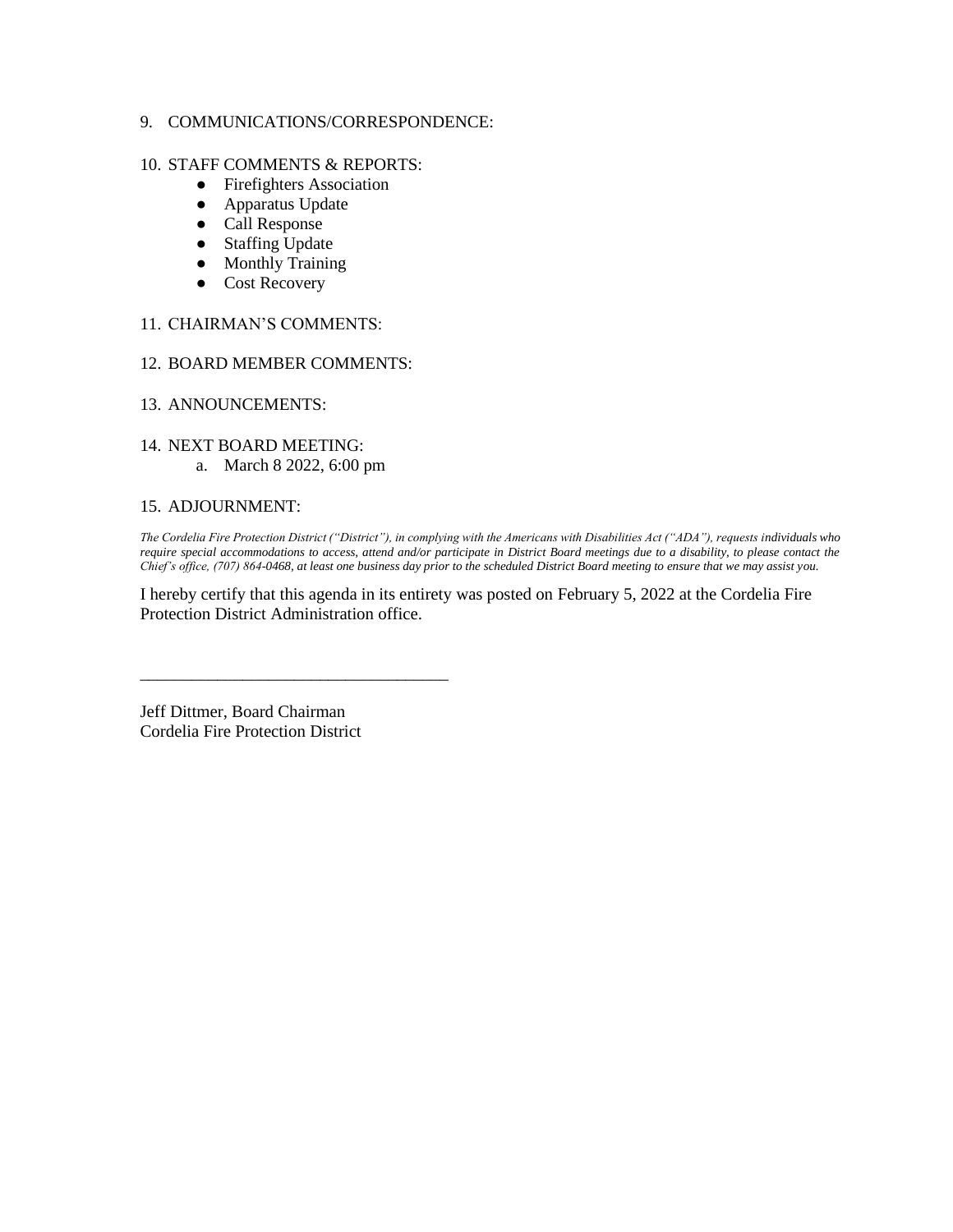9. COMMUNICATIONS/CORRESPONDENCE:

10. STAFF COMMENTS & REPORTS:
    - Firefighters Association
    - Apparatus Update
    - Call Response
    - Staffing Update
    - Monthly Training
    - Cost Recovery

11. CHAIRMAN'S COMMENTS:

12. BOARD MEMBER COMMENTS:

13. ANNOUNCEMENTS:

14. NEXT BOARD MEETING:
    a. March 8 2022, 6:00 pm

15. ADJOURNMENT:

*The Cordelia Fire Protection District ("District"), in complying with the Americans with Disabilities Act ("ADA"), requests individuals who require special accommodations to access, attend and/or participate in District Board meetings due to a disability, to please contact the Chief's office, (707) 864-0468, at least one business day prior to the scheduled District Board meeting to ensure that we may assist you.*

I hereby certify that this agenda in its entirety was posted on February 5, 2022 at the Cordelia Fire Protection District Administration office.

\_\_\_\_\_\_\_\_\_\_\_\_\_\_\_\_\_\_\_\_\_\_\_\_\_\_\_\_\_\_\_\_\_\_\_\_

Jeff Dittmer, Board Chairman
Cordelia Fire Protection District